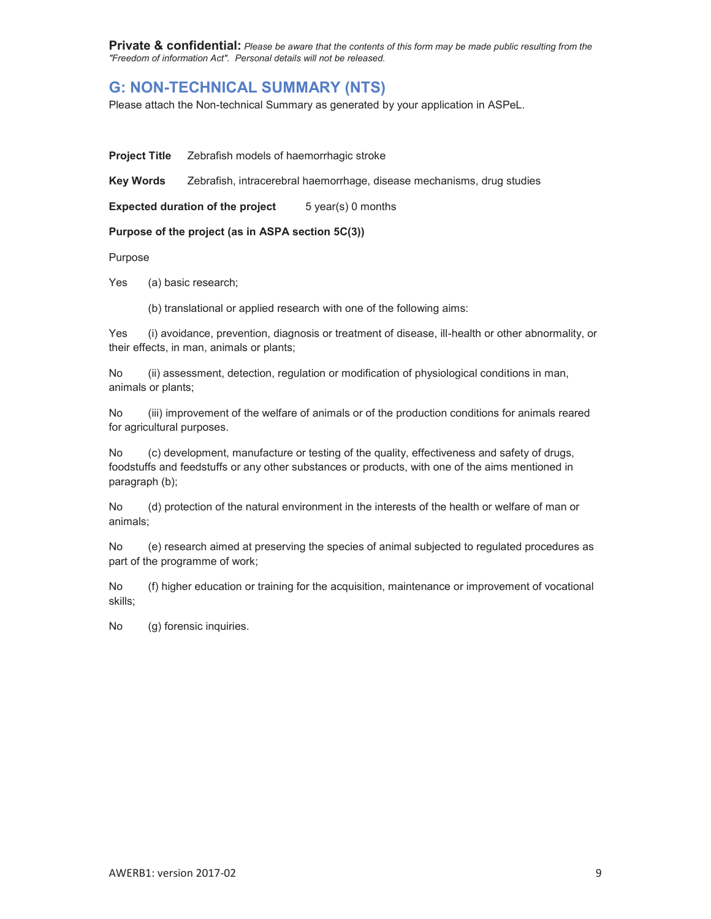**Private & confidential:** *Please be aware that the contents of this form may be made public resulting from the "Freedom of information Act". Personal details will not be released.*

## G: NON-TECHNICAL SUMMARY (NTS)

Please attach the Non-technical Summary as generated by your application in ASPeL.

**Project Title** Zebrafish models of haemorrhagic stroke

**Key Words** Zebrafish, intracerebral haemorrhage, disease mechanisms, drug studies

**Expected duration of the project** 5 year(s) 0 months

**Purpose of the project (as in ASPA section 5C(3))**

Purpose

Yes (a) basic research;

(b) translational or applied research with one of the following aims:

Yes (i) avoidance, prevention, diagnosis or treatment of disease, ill-health or other abnormality, or their effects, in man, animals or plants;

No (ii) assessment, detection, regulation or modification of physiological conditions in man, animals or plants;

No (iii) improvement of the welfare of animals or of the production conditions for animals reared for agricultural purposes.

No (c) development, manufacture or testing of the quality, effectiveness and safety of drugs, foodstuffs and feedstuffs or any other substances or products, with one of the aims mentioned in paragraph (b);

No (d) protection of the natural environment in the interests of the health or welfare of man or animals;

No (e) research aimed at preserving the species of animal subjected to regulated procedures as part of the programme of work;

No (f) higher education or training for the acquisition, maintenance or improvement of vocational skills;

No (g) forensic inquiries.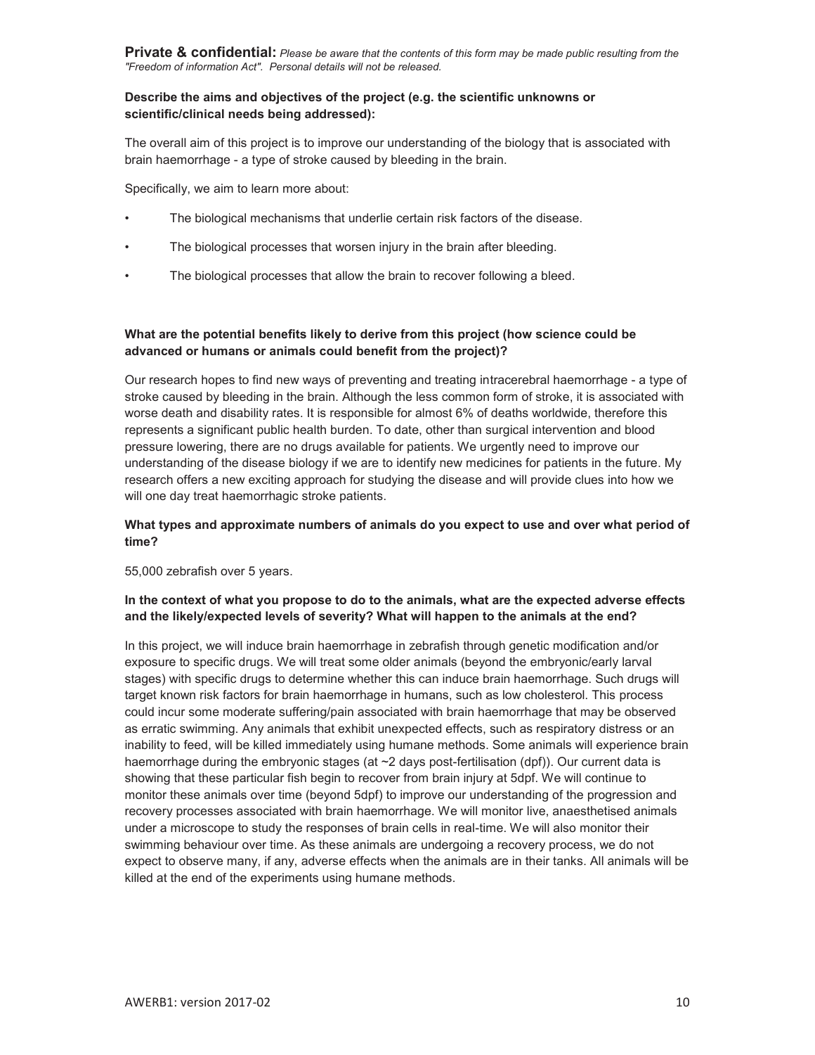**Private & confidential:** *Please be aware that the contents of this form may be made public resulting from the "Freedom of information Act". Personal details will not be released.*

**Describe the aims and objectives of the project (e.g. the scientific unknowns or scientific/clinical needs being addressed):**

The overall aim of this project is to improve our understanding of the biology that is associated with brain haemorrhage - a type of stroke caused by bleeding in the brain.

Specifically, we aim to learn more about:

- The biological mechanisms that underlie certain risk factors of the disease.
- The biological processes that worsen injury in the brain after bleeding.
- The biological processes that allow the brain to recover following a bleed.

**What are the potential benefits likely to derive from this project (how science could be advanced or humans or animals could benefit from the project)?**

Our research hopes to find new ways of preventing and treating intracerebral haemorrhage - a type of stroke caused by bleeding in the brain. Although the less common form of stroke, it is associated with worse death and disability rates. It is responsible for almost 6% of deaths worldwide, therefore this represents a significant public health burden. To date, other than surgical intervention and blood pressure lowering, there are no drugs available for patients. We urgently need to improve our understanding of the disease biology if we are to identify new medicines for patients in the future. My research offers a new exciting approach for studying the disease and will provide clues into how we will one day treat haemorrhagic stroke patients.

**What types and approximate numbers of animals do you expect to use and over what period of time?**

55,000 zebrafish over 5 years.

**In the context of what you propose to do to the animals, what are the expected adverse effects and the likely/expected levels of severity? What will happen to the animals at the end?**

In this project, we will induce brain haemorrhage in zebrafish through genetic modification and/or exposure to specific drugs. We will treat some older animals (beyond the embryonic/early larval stages) with specific drugs to determine whether this can induce brain haemorrhage. Such drugs will target known risk factors for brain haemorrhage in humans, such as low cholesterol. This process could incur some moderate suffering/pain associated with brain haemorrhage that may be observed as erratic swimming. Any animals that exhibit unexpected effects, such as respiratory distress or an inability to feed, will be killed immediately using humane methods. Some animals will experience brain haemorrhage during the embryonic stages (at ~2 days post-fertilisation (dpf)). Our current data is showing that these particular fish begin to recover from brain injury at 5dpf. We will continue to monitor these animals over time (beyond 5dpf) to improve our understanding of the progression and recovery processes associated with brain haemorrhage. We will monitor live, anaesthetised animals under a microscope to study the responses of brain cells in real-time. We will also monitor their swimming behaviour over time. As these animals are undergoing a recovery process, we do not expect to observe many, if any, adverse effects when the animals are in their tanks. All animals will be killed at the end of the experiments using humane methods.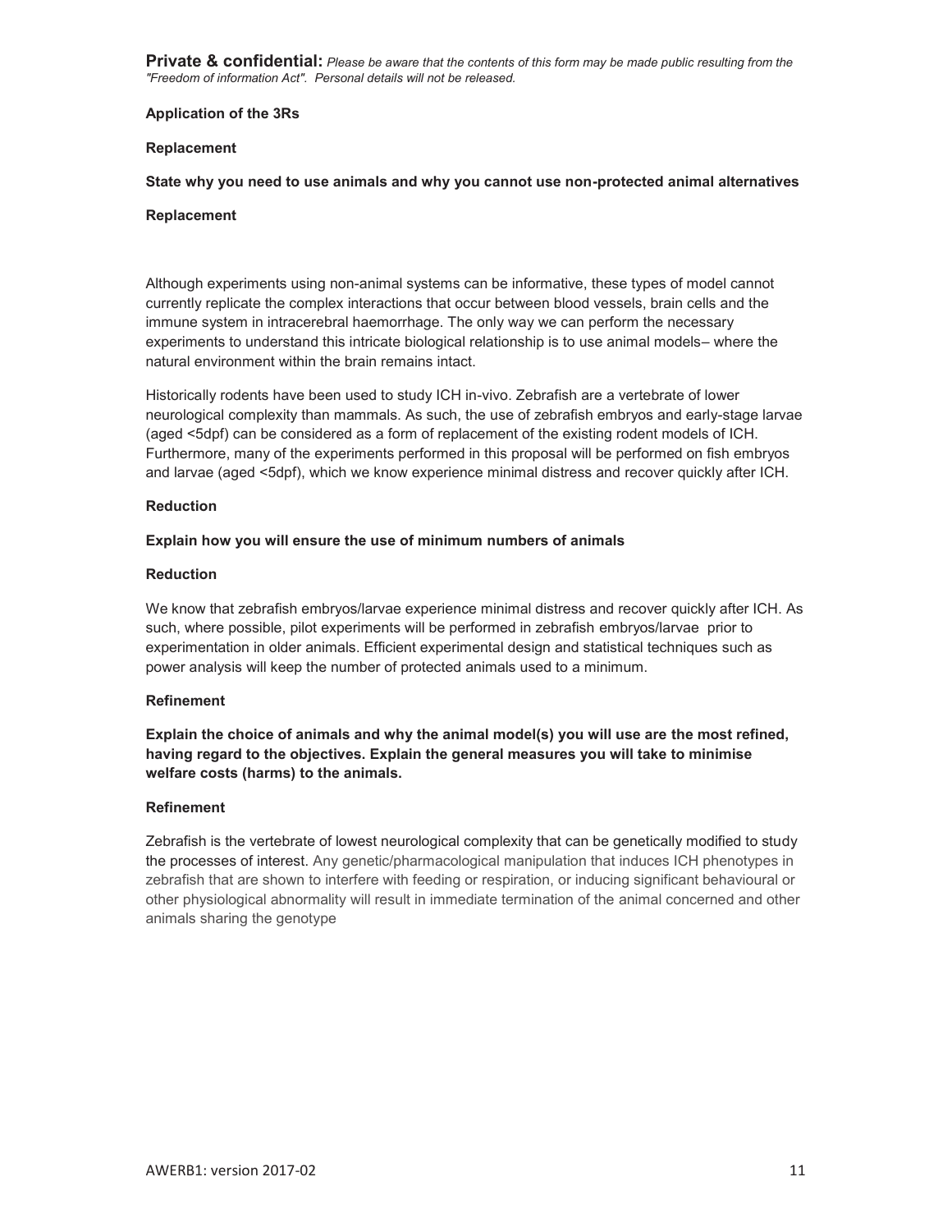**Private & confidential:** *Please be aware that the contents of this form may be made public resulting from the "Freedom of information Act". Personal details will not be released.*

**Application of the 3Rs**

**Replacement**

**State why you need to use animals and why you cannot use non-protected animal alternatives**

**Replacement**

Although experiments using non-animal systems can be informative, these types of model cannot currently replicate the complex interactions that occur between blood vessels, brain cells and the immune system in intracerebral haemorrhage. The only way we can perform the necessary experiments to understand this intricate biological relationship is to use animal models– where the natural environment within the brain remains intact.

Historically rodents have been used to study ICH in-vivo. Zebrafish are a vertebrate of lower neurological complexity than mammals. As such, the use of zebrafish embryos and early-stage larvae (aged <5dpf) can be considered as a form of replacement of the existing rodent models of ICH. Furthermore, many of the experiments performed in this proposal will be performed on fish embryos and larvae (aged <5dpf), which we know experience minimal distress and recover quickly after ICH.

**Reduction**

**Explain how you will ensure the use of minimum numbers of animals**

**Reduction**

We know that zebrafish embryos/larvae experience minimal distress and recover quickly after ICH. As such, where possible, pilot experiments will be performed in zebrafish embryos/larvae prior to experimentation in older animals. Efficient experimental design and statistical techniques such as power analysis will keep the number of protected animals used to a minimum.

**Refinement**

**Explain the choice of animals and why the animal model(s) you will use are the most refined, having regard to the objectives. Explain the general measures you will take to minimise welfare costs (harms) to the animals.**

**Refinement**

Zebrafish is the vertebrate of lowest neurological complexity that can be genetically modified to study the processes of interest. Any genetic/pharmacological manipulation that induces ICH phenotypes in zebrafish that are shown to interfere with feeding or respiration, or inducing significant behavioural or other physiological abnormality will result in immediate termination of the animal concerned and other animals sharing the genotype